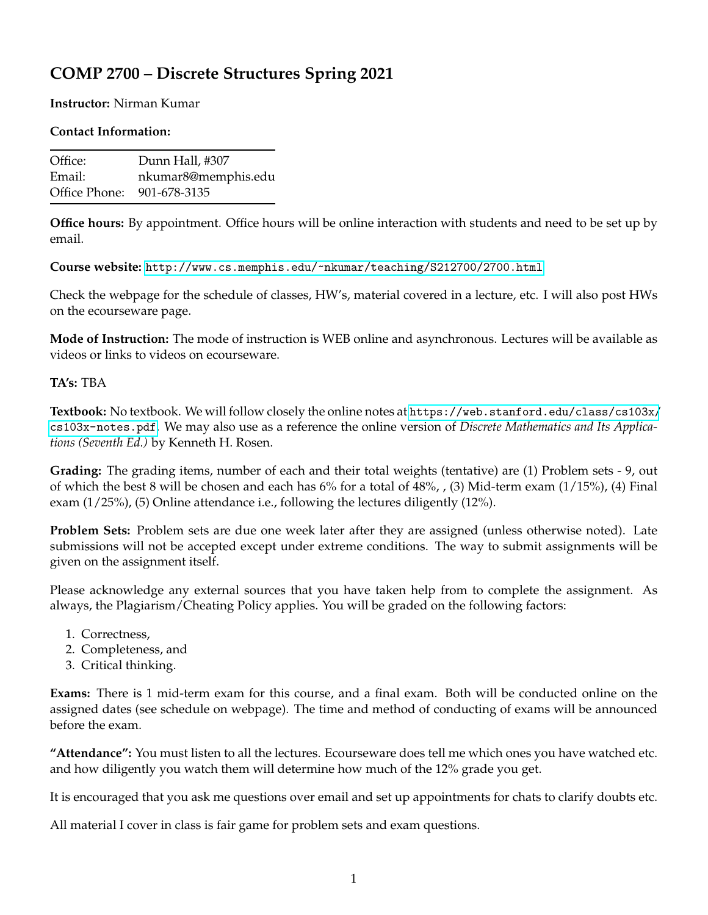# COMP 2700 – Discrete Structures Spring 2021

**Instructor:** Nirman Kumar

**Contact Information:**

| | |
|---|---|
| Office: | Dunn Hall, #307 |
| Email: | nkumar8@memphis.edu |
| Office Phone: | 901-678-3135 |

**Office hours:** By appointment. Office hours will be online interaction with students and need to be set up by email.

**Course website:** http://www.cs.memphis.edu/~nkumar/teaching/S212700/2700.html

Check the webpage for the schedule of classes, HW's, material covered in a lecture, etc. I will also post HWs on the ecourseware page.

**Mode of Instruction:** The mode of instruction is WEB online and asynchronous. Lectures will be available as videos or links to videos on ecourseware.

**TA's:** TBA

**Textbook:** No textbook. We will follow closely the online notes at https://web.stanford.edu/class/cs103x/cs103x-notes.pdf. We may also use as a reference the online version of *Discrete Mathematics and Its Applications (Seventh Ed.)* by Kenneth H. Rosen.

**Grading:** The grading items, number of each and their total weights (tentative) are (1) Problem sets - 9, out of which the best 8 will be chosen and each has 6% for a total of 48%, , (3) Mid-term exam (1/15%), (4) Final exam (1/25%), (5) Online attendance i.e., following the lectures diligently (12%).

**Problem Sets:** Problem sets are due one week later after they are assigned (unless otherwise noted). Late submissions will not be accepted except under extreme conditions. The way to submit assignments will be given on the assignment itself.

Please acknowledge any external sources that you have taken help from to complete the assignment. As always, the Plagiarism/Cheating Policy applies. You will be graded on the following factors:

1. Correctness,
2. Completeness, and
3. Critical thinking.

**Exams:** There is 1 mid-term exam for this course, and a final exam. Both will be conducted online on the assigned dates (see schedule on webpage). The time and method of conducting of exams will be announced before the exam.

**"Attendance":** You must listen to all the lectures. Ecourseware does tell me which ones you have watched etc. and how diligently you watch them will determine how much of the 12% grade you get.

It is encouraged that you ask me questions over email and set up appointments for chats to clarify doubts etc.

All material I cover in class is fair game for problem sets and exam questions.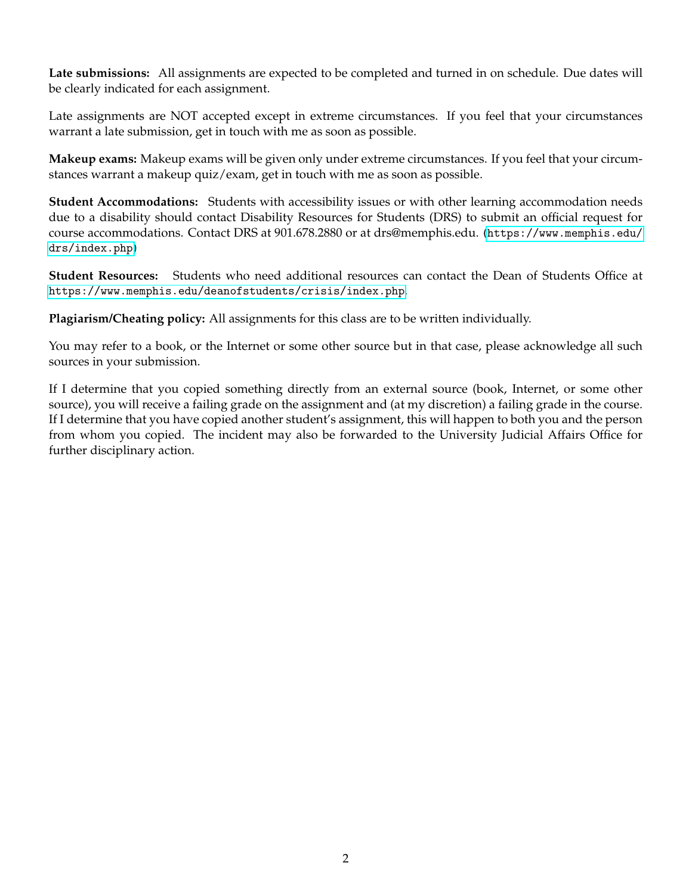**Late submissions:** All assignments are expected to be completed and turned in on schedule. Due dates will be clearly indicated for each assignment.

Late assignments are NOT accepted except in extreme circumstances. If you feel that your circumstances warrant a late submission, get in touch with me as soon as possible.

**Makeup exams:** Makeup exams will be given only under extreme circumstances. If you feel that your circumstances warrant a makeup quiz/exam, get in touch with me as soon as possible.

**Student Accommodations:** Students with accessibility issues or with other learning accommodation needs due to a disability should contact Disability Resources for Students (DRS) to submit an official request for course accommodations. Contact DRS at 901.678.2880 or at drs@memphis.edu. (https://www.memphis.edu/drs/index.php)

**Student Resources:** Students who need additional resources can contact the Dean of Students Office at https://www.memphis.edu/deanofstudents/crisis/index.php.

**Plagiarism/Cheating policy:** All assignments for this class are to be written individually.

You may refer to a book, or the Internet or some other source but in that case, please acknowledge all such sources in your submission.

If I determine that you copied something directly from an external source (book, Internet, or some other source), you will receive a failing grade on the assignment and (at my discretion) a failing grade in the course. If I determine that you have copied another student's assignment, this will happen to both you and the person from whom you copied. The incident may also be forwarded to the University Judicial Affairs Office for further disciplinary action.